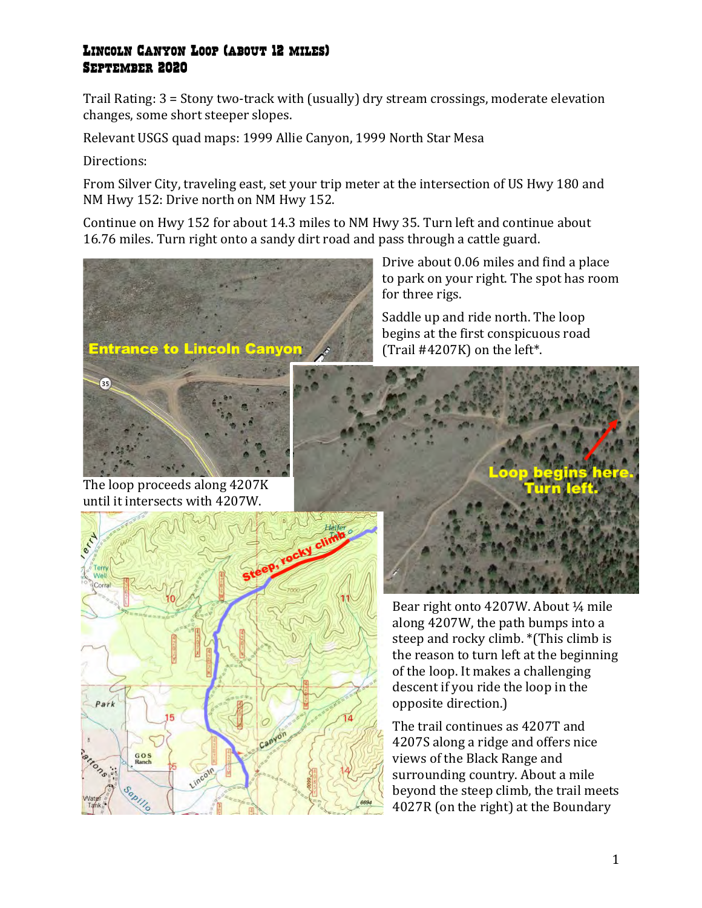# Lincoln Canyon Loop (about 12 miles)
## September 2020

Trail Rating: 3 = Stony two-track with (usually) dry stream crossings, moderate elevation changes, some short steeper slopes.

Relevant USGS quad maps: 1999 Allie Canyon, 1999 North Star Mesa

Directions:

From Silver City, traveling east, set your trip meter at the intersection of US Hwy 180 and NM Hwy 152: Drive north on NM Hwy 152.

Continue on Hwy 152 for about 14.3 miles to NM Hwy 35. Turn left and continue about 16.76 miles. Turn right onto a sandy dirt road and pass through a cattle guard.

Drive about 0.06 miles and find a place to park on your right. The spot has room for three rigs.

Saddle up and ride north. The loop begins at the first conspicuous road (Trail #4207K) on the left*.

The loop proceeds along 4207K until it intersects with 4207W.

Bear right onto 4207W. About ¼ mile along 4207W, the path bumps into a steep and rocky climb. *(This climb is the reason to turn left at the beginning of the loop. It makes a challenging descent if you ride the loop in the opposite direction.)

The trail continues as 4207T and 4207S along a ridge and offers nice views of the Black Range and surrounding country. About a mile beyond the steep climb, the trail meets 4027R (on the right) at the Boundary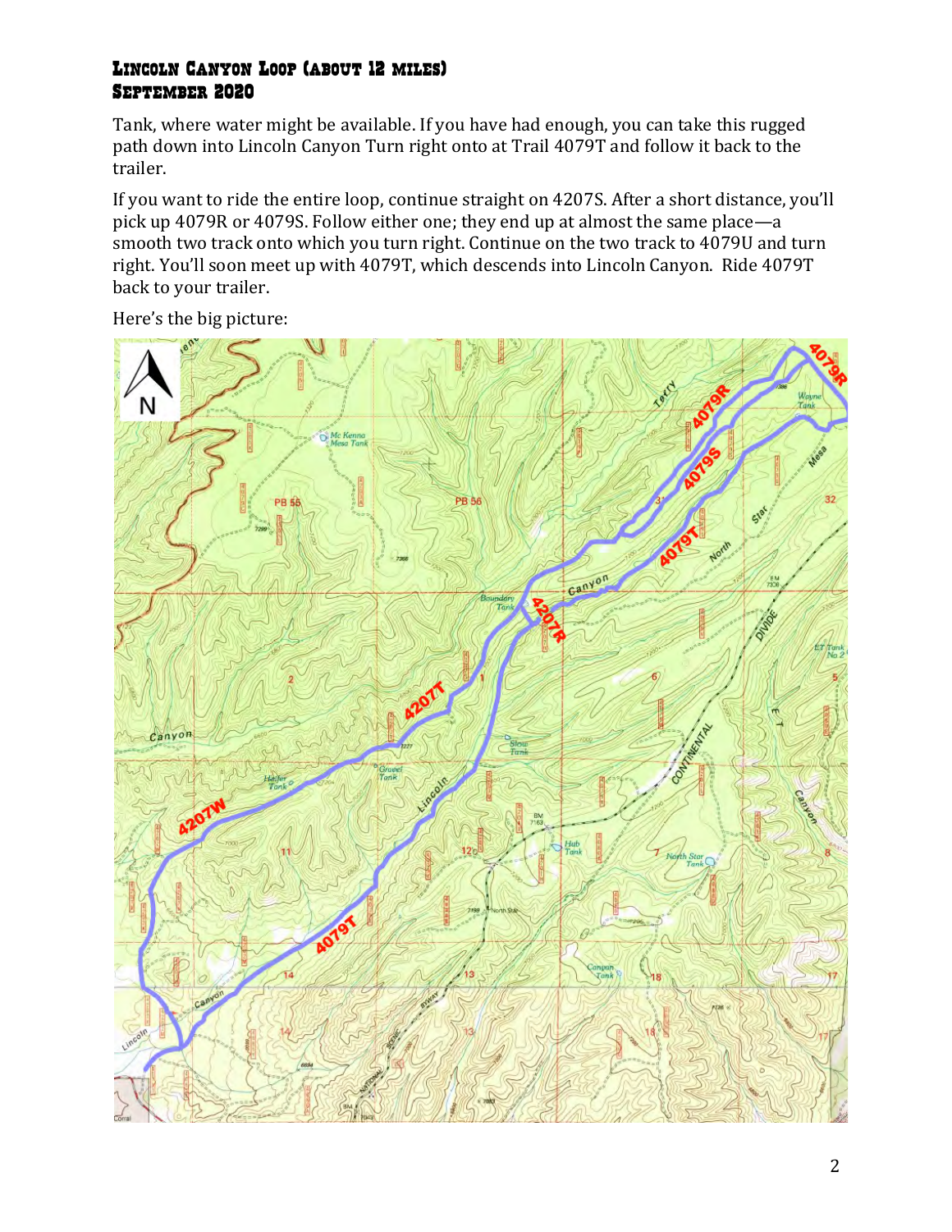Tank, where water might be available. If you have had enough, you can take this rugged path down into Lincoln Canyon Turn right onto at Trail 4079T and follow it back to the trailer.

If you want to ride the entire loop, continue straight on 4207S. After a short distance, you'll pick up 4079R or 4079S. Follow either one; they end up at almost the same place—a smooth two track onto which you turn right. Continue on the two track to 4079U and turn right. You'll soon meet up with 4079T, which descends into Lincoln Canyon. Ride 4079T back to your trailer.

Here's the big picture: